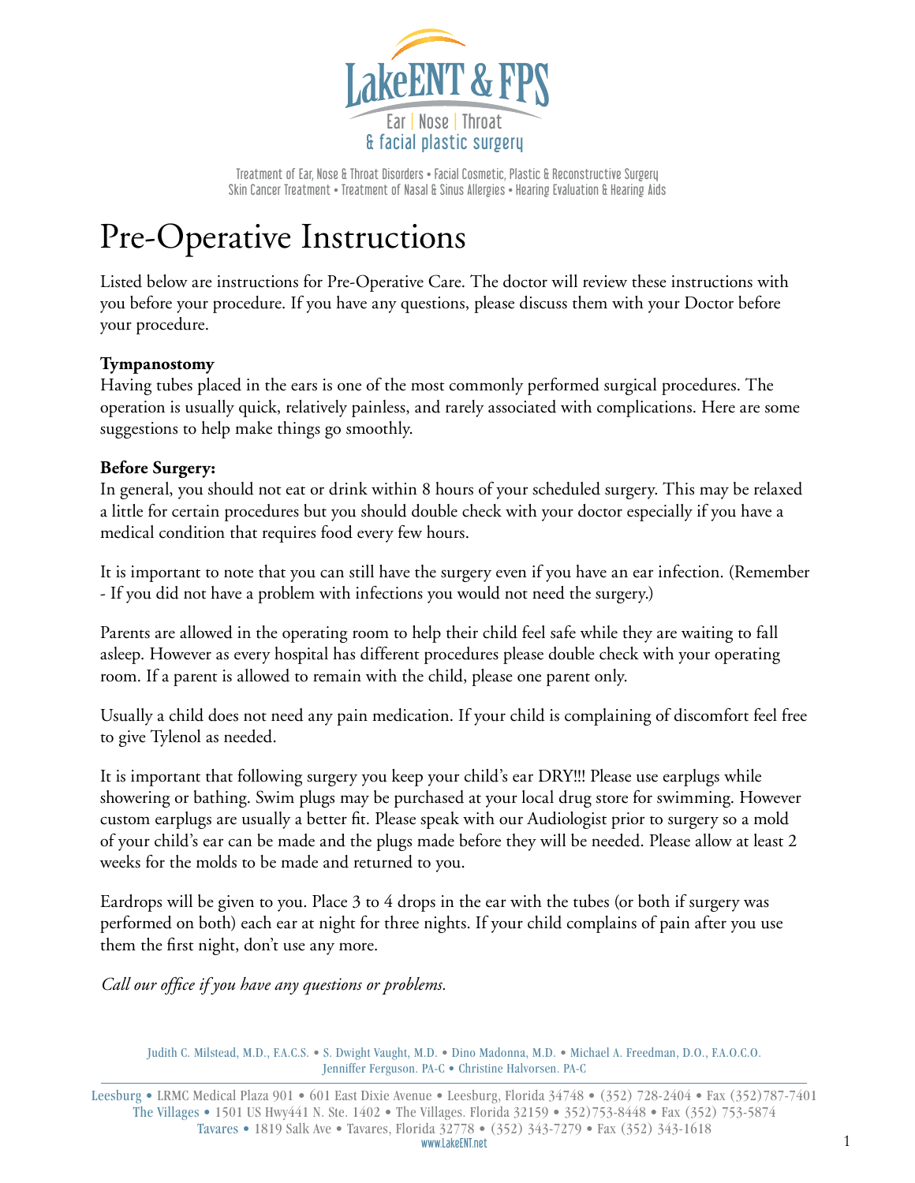LakeENT & FPS

Ear | Nose | Throat
& facial plastic surgery

Treatment of Ear, Nose & Throat Disorders • Facial Cosmetic, Plastic & Reconstructive Surgery
Skin Cancer Treatment • Treatment of Nasal & Sinus Allergies • Hearing Evaluation & Hearing Aids

# Pre-Operative Instructions

Listed below are instructions for Pre-Operative Care. The doctor will review these instructions with you before your procedure. If you have any questions, please discuss them with your Doctor before your procedure.

**Tympanostomy**
Having tubes placed in the ears is one of the most commonly performed surgical procedures. The operation is usually quick, relatively painless, and rarely associated with complications. Here are some suggestions to help make things go smoothly.

**Before Surgery:**
In general, you should not eat or drink within 8 hours of your scheduled surgery. This may be relaxed a little for certain procedures but you should double check with your doctor especially if you have a medical condition that requires food every few hours.

It is important to note that you can still have the surgery even if you have an ear infection. (Remember - If you did not have a problem with infections you would not need the surgery.)

Parents are allowed in the operating room to help their child feel safe while they are waiting to fall asleep. However as every hospital has different procedures please double check with your operating room. If a parent is allowed to remain with the child, please one parent only.

Usually a child does not need any pain medication. If your child is complaining of discomfort feel free to give Tylenol as needed.

It is important that following surgery you keep your child's ear DRY!!! Please use earplugs while showering or bathing. Swim plugs may be purchased at your local drug store for swimming. However custom earplugs are usually a better fit. Please speak with our Audiologist prior to surgery so a mold of your child's ear can be made and the plugs made before they will be needed. Please allow at least 2 weeks for the molds to be made and returned to you.

Eardrops will be given to you. Place 3 to 4 drops in the ear with the tubes (or both if surgery was performed on both) each ear at night for three nights. If your child complains of pain after you use them the first night, don't use any more.

*Call our office if you have any questions or problems.*

Judith C. Milstead, M.D., F.A.C.S. • S. Dwight Vaught, M.D. • Dino Madonna, M.D. • Michael A. Freedman, D.O., F.A.O.C.O.
Jenniffer Ferguson. PA-C • Christine Halvorsen. PA-C

Leesburg • LRMC Medical Plaza 901 • 601 East Dixie Avenue • Leesburg, Florida 34748 • (352) 728-2404 • Fax (352)787-7401
The Villages • 1501 US Hwy441 N. Ste. 1402 • The Villages. Florida 32159 • 352)753-8448 • Fax (352) 753-5874
Tavares • 1819 Salk Ave • Tavares, Florida 32778 • (352) 343-7279 • Fax (352) 343-1618
www.LakeENT.net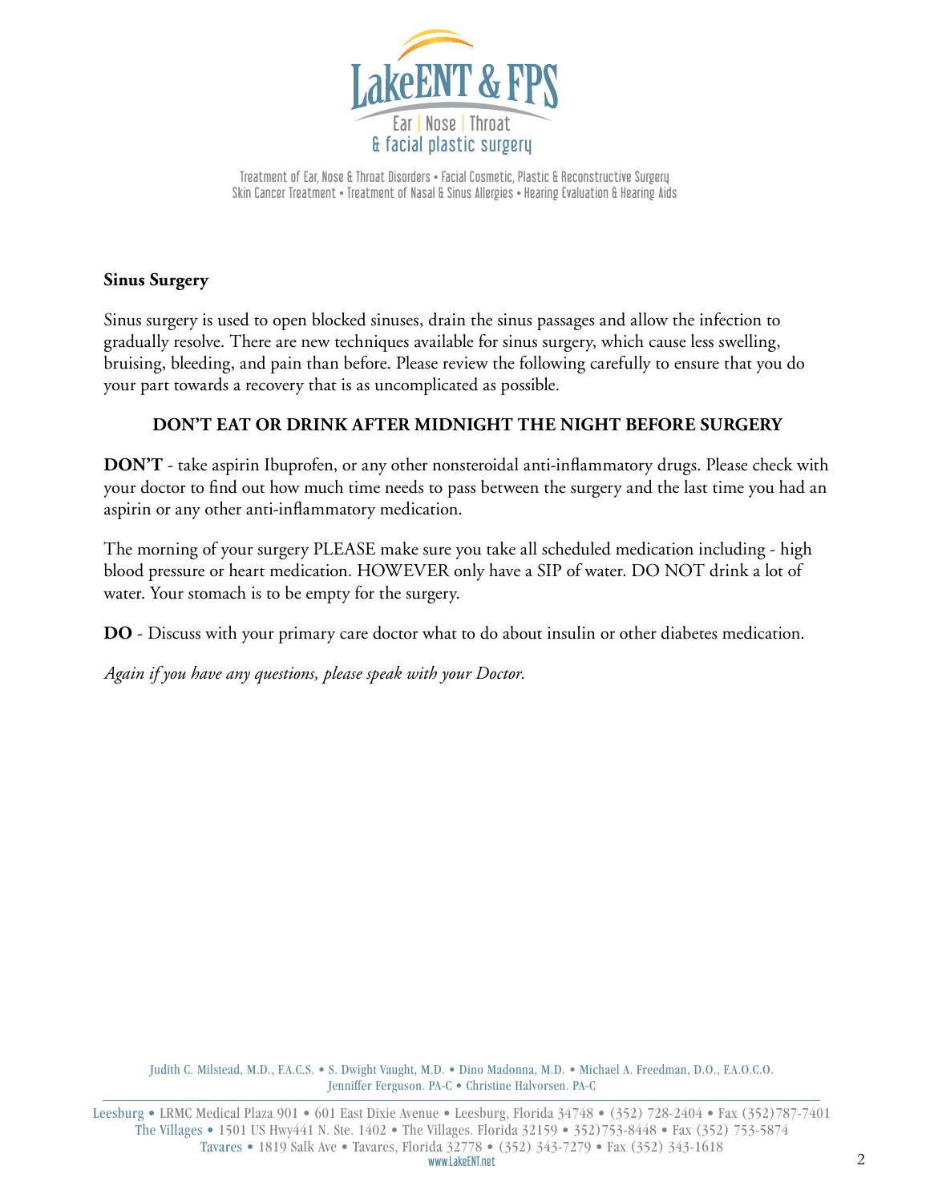# LakeENT & FPS

Ear | Nose | Throat
& facial plastic surgery

Treatment of Ear, Nose & Throat Disorders • Facial Cosmetic, Plastic & Reconstructive Surgery
Skin Cancer Treatment • Treatment of Nasal & Sinus Allergies • Hearing Evaluation & Hearing Aids

**Sinus Surgery**

Sinus surgery is used to open blocked sinuses, drain the sinus passages and allow the infection to gradually resolve. There are new techniques available for sinus surgery, which cause less swelling, bruising, bleeding, and pain than before. Please review the following carefully to ensure that you do your part towards a recovery that is as uncomplicated as possible.

**DON'T EAT OR DRINK AFTER MIDNIGHT THE NIGHT BEFORE SURGERY**

**DON'T** - take aspirin Ibuprofen, or any other nonsteroidal anti-inflammatory drugs. Please check with your doctor to find out how much time needs to pass between the surgery and the last time you had an aspirin or any other anti-inflammatory medication.

The morning of your surgery PLEASE make sure you take all scheduled medication including - high blood pressure or heart medication. HOWEVER only have a SIP of water. DO NOT drink a lot of water. Your stomach is to be empty for the surgery.

**DO** - Discuss with your primary care doctor what to do about insulin or other diabetes medication.

*Again if you have any questions, please speak with your Doctor.*

Judith C. Milstead, M.D., F.A.C.S. • S. Dwight Vaught, M.D. • Dino Madonna, M.D. • Michael A. Freedman, D.O., F.A.O.C.O.
Jenniffer Ferguson. PA-C • Christine Halvorsen. PA-C

Leesburg • LRMC Medical Plaza 901 • 601 East Dixie Avenue • Leesburg, Florida 34748 • (352) 728-2404 • Fax (352)787-7401
The Villages • 1501 US Hwy441 N. Ste. 1402 • The Villages. Florida 32159 • 352)753-8448 • Fax (352) 753-5874
Tavares • 1819 Salk Ave • Tavares, Florida 32778 • (352) 343-7279 • Fax (352) 343-1618
www.LakeENT.net